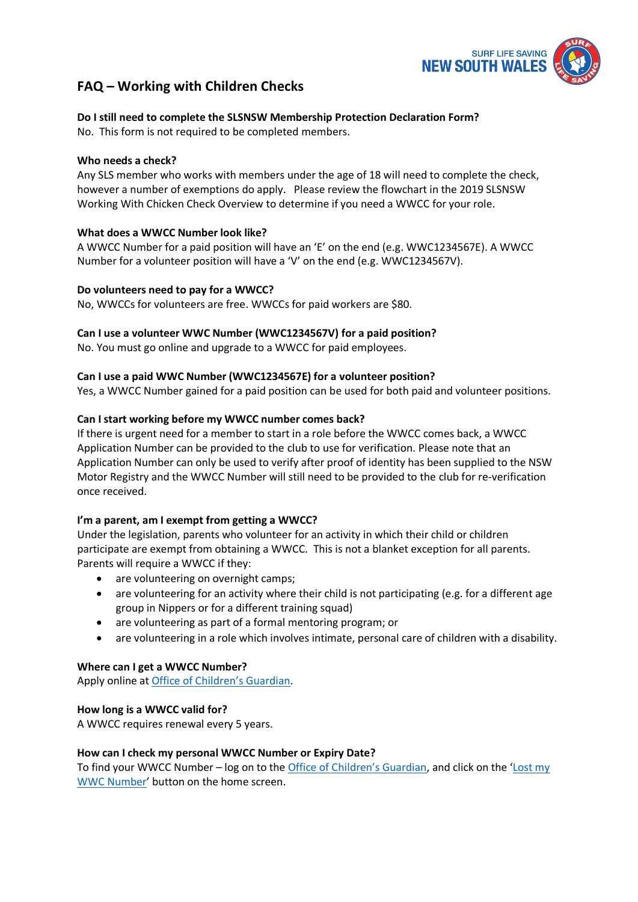# FAQ – Working with Children Checks

**Do I still need to complete the SLSNSW Membership Protection Declaration Form?**
No. This form is not required to be completed members.

**Who needs a check?**
Any SLS member who works with members under the age of 18 will need to complete the check, however a number of exemptions do apply. Please review the flowchart in the 2019 SLSNSW Working With Chicken Check Overview to determine if you need a WWCC for your role.

**What does a WWCC Number look like?**
A WWCC Number for a paid position will have an 'E' on the end (e.g. WWC1234567E). A WWCC Number for a volunteer position will have a 'V' on the end (e.g. WWC1234567V).

**Do volunteers need to pay for a WWCC?**
No, WWCCs for volunteers are free. WWCCs for paid workers are $80.

**Can I use a volunteer WWC Number (WWC1234567V) for a paid position?**
No. You must go online and upgrade to a WWCC for paid employees.

**Can I use a paid WWC Number (WWC1234567E) for a volunteer position?**
Yes, a WWCC Number gained for a paid position can be used for both paid and volunteer positions.

**Can I start working before my WWCC number comes back?**
If there is urgent need for a member to start in a role before the WWCC comes back, a WWCC Application Number can be provided to the club to use for verification. Please note that an Application Number can only be used to verify after proof of identity has been supplied to the NSW Motor Registry and the WWCC Number will still need to be provided to the club for re-verification once received.

**I'm a parent, am I exempt from getting a WWCC?**
Under the legislation, parents who volunteer for an activity in which their child or children participate are exempt from obtaining a WWCC. This is not a blanket exception for all parents. Parents will require a WWCC if they:

- are volunteering on overnight camps;
- are volunteering for an activity where their child is not participating (e.g. for a different age group in Nippers or for a different training squad)
- are volunteering as part of a formal mentoring program; or
- are volunteering in a role which involves intimate, personal care of children with a disability.

**Where can I get a WWCC Number?**
Apply online at Office of Children's Guardian.

**How long is a WWCC valid for?**
A WWCC requires renewal every 5 years.

**How can I check my personal WWCC Number or Expiry Date?**
To find your WWCC Number – log on to the Office of Children's Guardian, and click on the 'Lost my WWC Number' button on the home screen.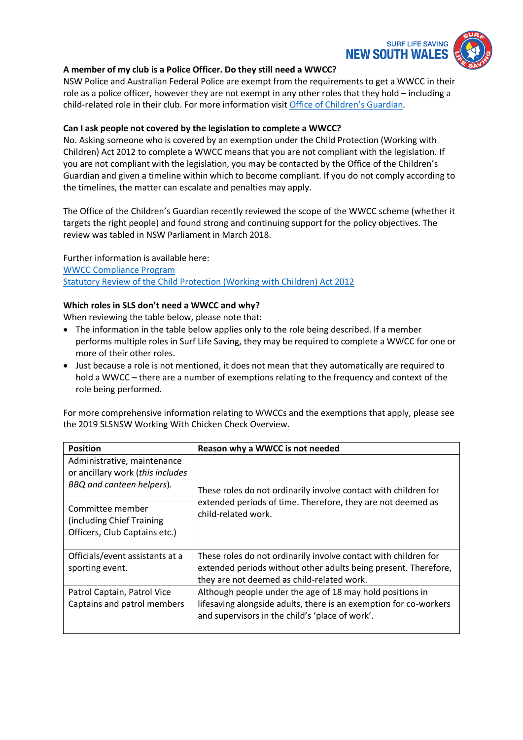**A member of my club is a Police Officer. Do they still need a WWCC?**

NSW Police and Australian Federal Police are exempt from the requirements to get a WWCC in their role as a police officer, however they are not exempt in any other roles that they hold – including a child-related role in their club. For more information visit [Office of Children's Guardian](Office of Children's Guardian).

**Can I ask people not covered by the legislation to complete a WWCC?**

No. Asking someone who is covered by an exemption under the Child Protection (Working with Children) Act 2012 to complete a WWCC means that you are not compliant with the legislation. If you are not compliant with the legislation, you may be contacted by the Office of the Children's Guardian and given a timeline within which to become compliant. If you do not comply according to the timelines, the matter can escalate and penalties may apply.

The Office of the Children's Guardian recently reviewed the scope of the WWCC scheme (whether it targets the right people) and found strong and continuing support for the policy objectives. The review was tabled in NSW Parliament in March 2018.

Further information is available here:
[WWCC Compliance Program](WWCC Compliance Program)
[Statutory Review of the Child Protection (Working with Children) Act 2012](Statutory Review of the Child Protection (Working with Children) Act 2012)

**Which roles in SLS don't need a WWCC and why?**

When reviewing the table below, please note that:

- The information in the table below applies only to the role being described. If a member performs multiple roles in Surf Life Saving, they may be required to complete a WWCC for one or more of their other roles.
- Just because a role is not mentioned, it does not mean that they automatically are required to hold a WWCC – there are a number of exemptions relating to the frequency and context of the role being performed.

For more comprehensive information relating to WWCCs and the exemptions that apply, please see the 2019 SLSNSW Working With Chicken Check Overview.

| Position | Reason why a WWCC is not needed |
|---|---|
| Administrative, maintenance or ancillary work (*this includes BBQ and canteen helpers*). | These roles do not ordinarily involve contact with children for extended periods of time. Therefore, they are not deemed as child-related work. |
| Committee member (including Chief Training Officers, Club Captains etc.) | |
| Officials/event assistants at a sporting event. | These roles do not ordinarily involve contact with children for extended periods without other adults being present. Therefore, they are not deemed as child-related work. |
| Patrol Captain, Patrol Vice Captains and patrol members | Although people under the age of 18 may hold positions in lifesaving alongside adults, there is an exemption for co-workers and supervisors in the child's 'place of work'. |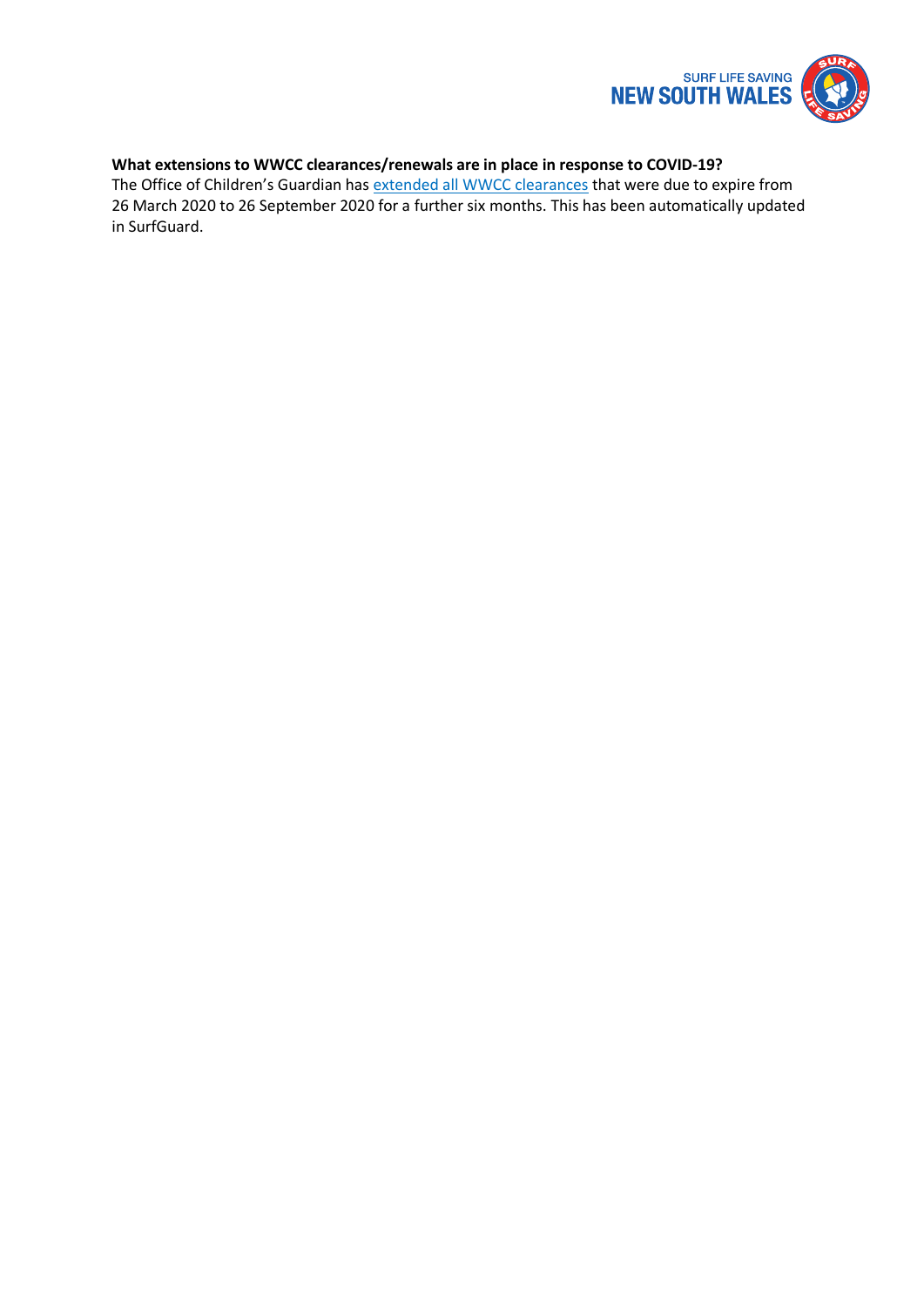**What extensions to WWCC clearances/renewals are in place in response to COVID-19?**

The Office of Children's Guardian has extended all WWCC clearances that were due to expire from 26 March 2020 to 26 September 2020 for a further six months. This has been automatically updated in SurfGuard.